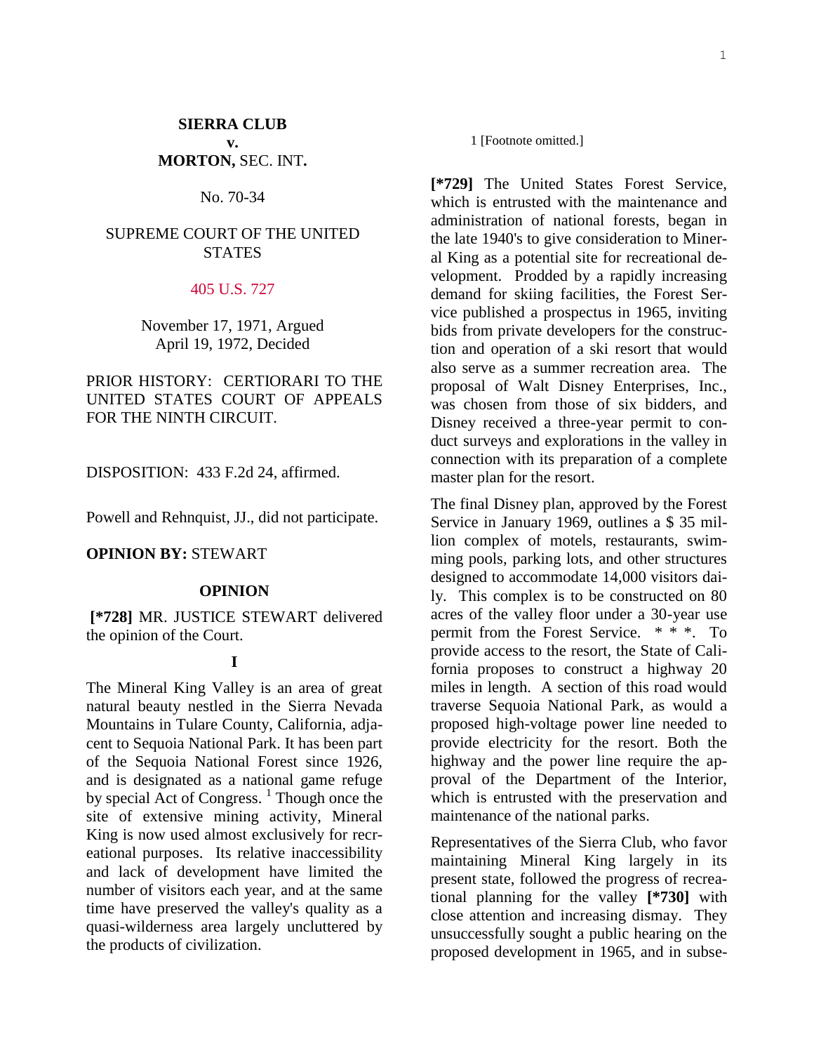**SIERRA CLUB**
**v.**
**MORTON,** SEC. INT**.**

No. 70-34

SUPREME COURT OF THE UNITED STATES

405 U.S. 727

November 17, 1971, Argued
April 19, 1972, Decided

PRIOR HISTORY: CERTIORARI TO THE UNITED STATES COURT OF APPEALS FOR THE NINTH CIRCUIT.

DISPOSITION: 433 F.2d 24, affirmed.

Powell and Rehnquist, JJ., did not participate.

**OPINION BY:** STEWART

**OPINION**

**[*728]** MR. JUSTICE STEWART delivered the opinion of the Court.

**I**

The Mineral King Valley is an area of great natural beauty nestled in the Sierra Nevada Mountains in Tulare County, California, adjacent to Sequoia National Park. It has been part of the Sequoia National Forest since 1926, and is designated as a national game refuge by special Act of Congress. [1] Though once the site of extensive mining activity, Mineral King is now used almost exclusively for recreational purposes. Its relative inaccessibility and lack of development have limited the number of visitors each year, and at the same time have preserved the valley's quality as a quasi-wilderness area largely uncluttered by the products of civilization.

1 [Footnote omitted.]

**[*729]** The United States Forest Service, which is entrusted with the maintenance and administration of national forests, began in the late 1940's to give consideration to Mineral King as a potential site for recreational development. Prodded by a rapidly increasing demand for skiing facilities, the Forest Service published a prospectus in 1965, inviting bids from private developers for the construction and operation of a ski resort that would also serve as a summer recreation area. The proposal of Walt Disney Enterprises, Inc., was chosen from those of six bidders, and Disney received a three-year permit to conduct surveys and explorations in the valley in connection with its preparation of a complete master plan for the resort.

The final Disney plan, approved by the Forest Service in January 1969, outlines a $ 35 million complex of motels, restaurants, swimming pools, parking lots, and other structures designed to accommodate 14,000 visitors daily. This complex is to be constructed on 80 acres of the valley floor under a 30-year use permit from the Forest Service. * * *. To provide access to the resort, the State of California proposes to construct a highway 20 miles in length. A section of this road would traverse Sequoia National Park, as would a proposed high-voltage power line needed to provide electricity for the resort. Both the highway and the power line require the approval of the Department of the Interior, which is entrusted with the preservation and maintenance of the national parks.

Representatives of the Sierra Club, who favor maintaining Mineral King largely in its present state, followed the progress of recreational planning for the valley **[*730]** with close attention and increasing dismay. They unsuccessfully sought a public hearing on the proposed development in 1965, and in subse-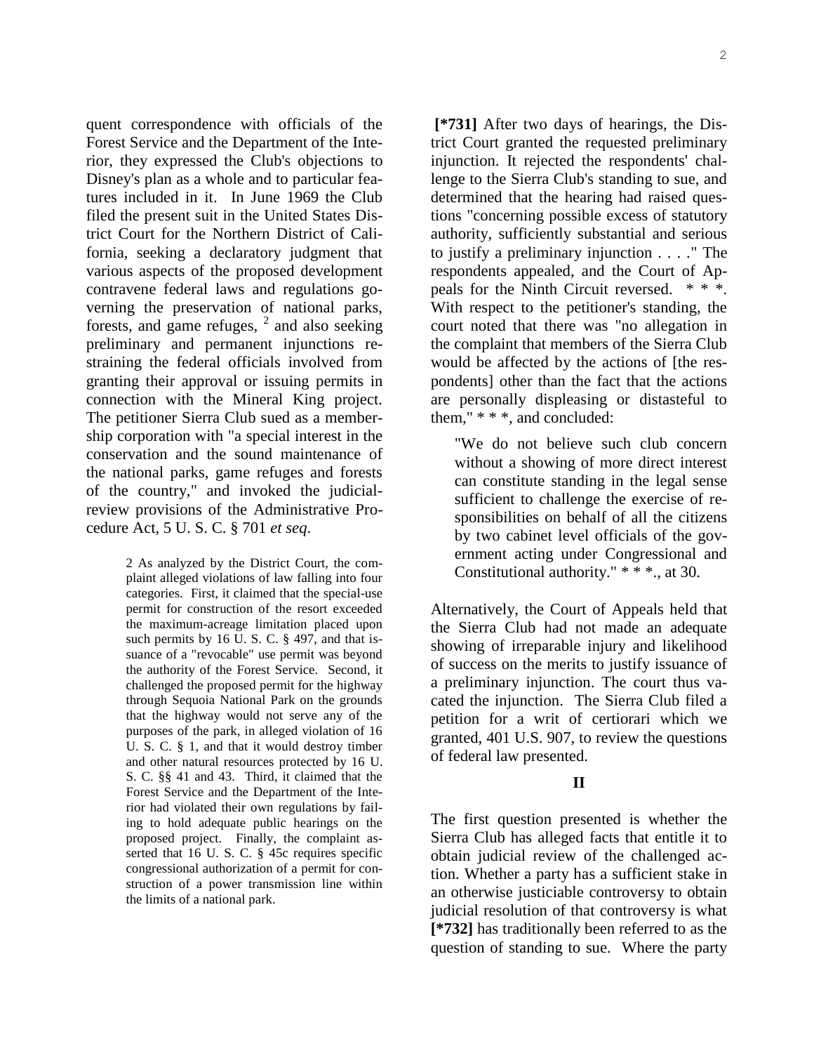quent correspondence with officials of the Forest Service and the Department of the Interior, they expressed the Club's objections to Disney's plan as a whole and to particular features included in it. In June 1969 the Club filed the present suit in the United States District Court for the Northern District of California, seeking a declaratory judgment that various aspects of the proposed development contravene federal laws and regulations governing the preservation of national parks, forests, and game refuges, [2] and also seeking preliminary and permanent injunctions restraining the federal officials involved from granting their approval or issuing permits in connection with the Mineral King project. The petitioner Sierra Club sued as a membership corporation with "a special interest in the conservation and the sound maintenance of the national parks, game refuges and forests of the country," and invoked the judicial-review provisions of the Administrative Procedure Act, 5 U. S. C. § 701 *et seq*.

> 2 As analyzed by the District Court, the complaint alleged violations of law falling into four categories. First, it claimed that the special-use permit for construction of the resort exceeded the maximum-acreage limitation placed upon such permits by 16 U. S. C. § 497, and that issuance of a "revocable" use permit was beyond the authority of the Forest Service. Second, it challenged the proposed permit for the highway through Sequoia National Park on the grounds that the highway would not serve any of the purposes of the park, in alleged violation of 16 U. S. C. § 1, and that it would destroy timber and other natural resources protected by 16 U. S. C. §§ 41 and 43. Third, it claimed that the Forest Service and the Department of the Interior had violated their own regulations by failing to hold adequate public hearings on the proposed project. Finally, the complaint asserted that 16 U. S. C. § 45c requires specific congressional authorization of a permit for construction of a power transmission line within the limits of a national park.

**[*731]** After two days of hearings, the District Court granted the requested preliminary injunction. It rejected the respondents' challenge to the Sierra Club's standing to sue, and determined that the hearing had raised questions "concerning possible excess of statutory authority, sufficiently substantial and serious to justify a preliminary injunction . . . ." The respondents appealed, and the Court of Appeals for the Ninth Circuit reversed. * * *. With respect to the petitioner's standing, the court noted that there was "no allegation in the complaint that members of the Sierra Club would be affected by the actions of [the respondents] other than the fact that the actions are personally displeasing or distasteful to them," * * *, and concluded:

> "We do not believe such club concern without a showing of more direct interest can constitute standing in the legal sense sufficient to challenge the exercise of responsibilities on behalf of all the citizens by two cabinet level officials of the government acting under Congressional and Constitutional authority." * * *., at 30.

Alternatively, the Court of Appeals held that the Sierra Club had not made an adequate showing of irreparable injury and likelihood of success on the merits to justify issuance of a preliminary injunction. The court thus vacated the injunction. The Sierra Club filed a petition for a writ of certiorari which we granted, 401 U.S. 907, to review the questions of federal law presented.

## II

The first question presented is whether the Sierra Club has alleged facts that entitle it to obtain judicial review of the challenged action. Whether a party has a sufficient stake in an otherwise justiciable controversy to obtain judicial resolution of that controversy is what **[*732]** has traditionally been referred to as the question of standing to sue. Where the party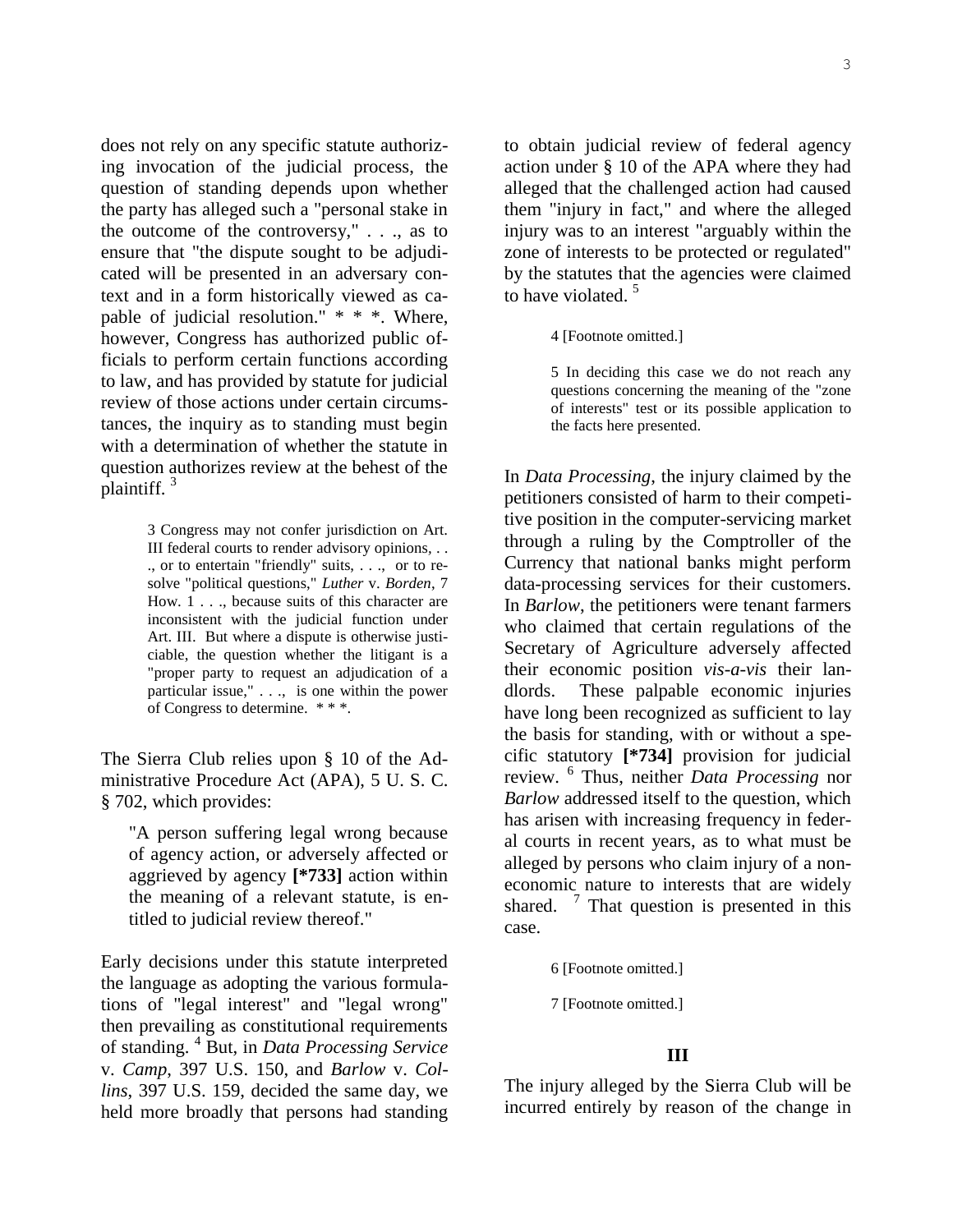does not rely on any specific statute authorizing invocation of the judicial process, the question of standing depends upon whether the party has alleged such a "personal stake in the outcome of the controversy," . . ., as to ensure that "the dispute sought to be adjudicated will be presented in an adversary context and in a form historically viewed as capable of judicial resolution." * * *. Where, however, Congress has authorized public officials to perform certain functions according to law, and has provided by statute for judicial review of those actions under certain circumstances, the inquiry as to standing must begin with a determination of whether the statute in question authorizes review at the behest of the plaintiff. [3]

> 3 Congress may not confer jurisdiction on Art. III federal courts to render advisory opinions, . . ., or to entertain "friendly" suits, . . ., or to resolve "political questions," *Luther* v. *Borden*, 7 How. 1 . . ., because suits of this character are inconsistent with the judicial function under Art. III. But where a dispute is otherwise justiciable, the question whether the litigant is a "proper party to request an adjudication of a particular issue," . . ., is one within the power of Congress to determine. * * *.

The Sierra Club relies upon § 10 of the Administrative Procedure Act (APA), 5 U. S. C. § 702, which provides:

> "A person suffering legal wrong because of agency action, or adversely affected or aggrieved by agency **[*733]** action within the meaning of a relevant statute, is entitled to judicial review thereof."

Early decisions under this statute interpreted the language as adopting the various formulations of "legal interest" and "legal wrong" then prevailing as constitutional requirements of standing. [4] But, in *Data Processing Service* v. *Camp*, 397 U.S. 150, and *Barlow* v. *Collins*, 397 U.S. 159, decided the same day, we held more broadly that persons had standing to obtain judicial review of federal agency action under § 10 of the APA where they had alleged that the challenged action had caused them "injury in fact," and where the alleged injury was to an interest "arguably within the zone of interests to be protected or regulated" by the statutes that the agencies were claimed to have violated. [5]

> 4 [Footnote omitted.]

> 5 In deciding this case we do not reach any questions concerning the meaning of the "zone of interests" test or its possible application to the facts here presented.

In *Data Processing*, the injury claimed by the petitioners consisted of harm to their competitive position in the computer-servicing market through a ruling by the Comptroller of the Currency that national banks might perform data-processing services for their customers. In *Barlow*, the petitioners were tenant farmers who claimed that certain regulations of the Secretary of Agriculture adversely affected their economic position *vis-a-vis* their landlords. These palpable economic injuries have long been recognized as sufficient to lay the basis for standing, with or without a specific statutory **[*734]** provision for judicial review. [6] Thus, neither *Data Processing* nor *Barlow* addressed itself to the question, which has arisen with increasing frequency in federal courts in recent years, as to what must be alleged by persons who claim injury of a noneconomic nature to interests that are widely shared. [7] That question is presented in this case.

> 6 [Footnote omitted.]

> 7 [Footnote omitted.]

### III

The injury alleged by the Sierra Club will be incurred entirely by reason of the change in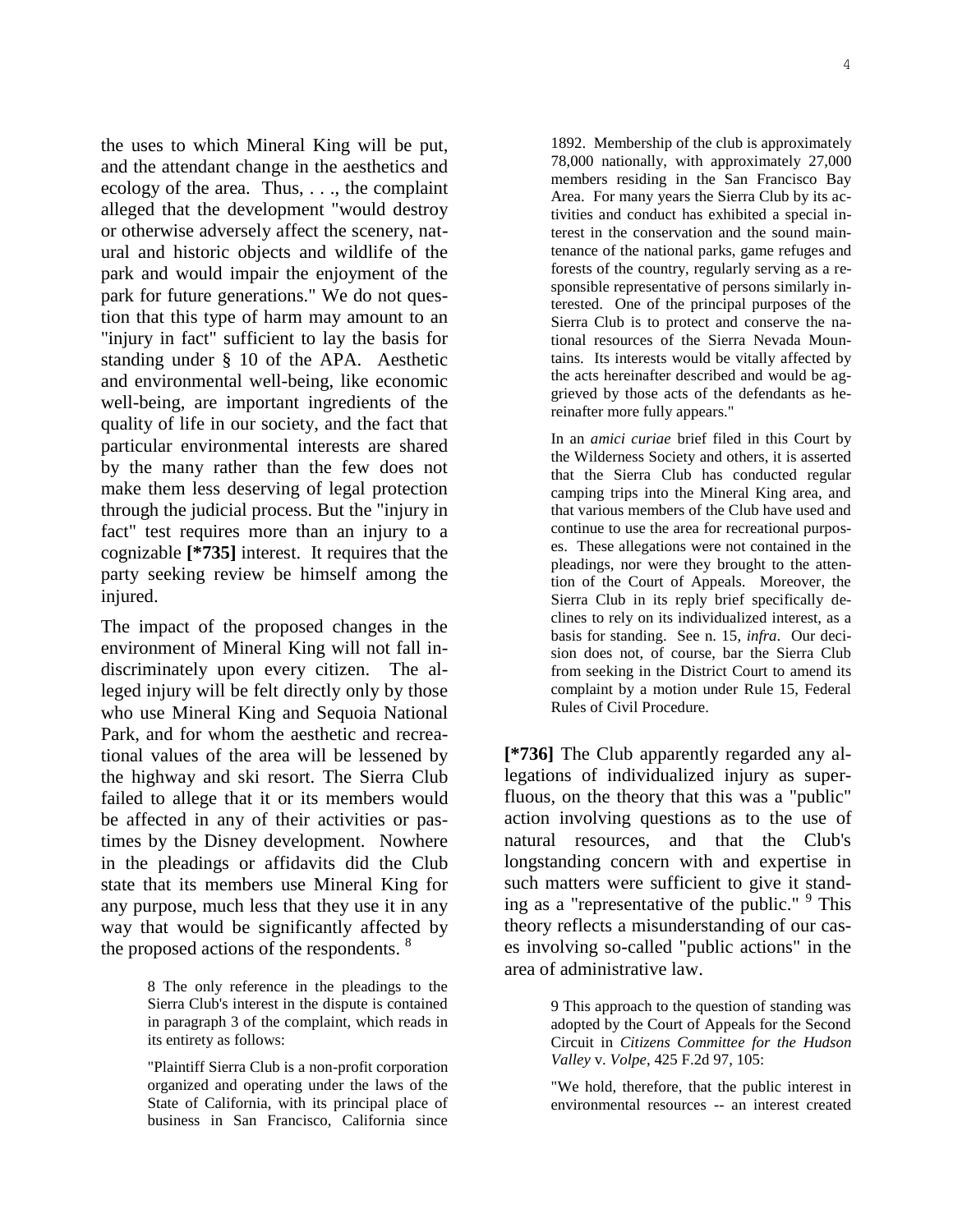the uses to which Mineral King will be put, and the attendant change in the aesthetics and ecology of the area. Thus, . . ., the complaint alleged that the development "would destroy or otherwise adversely affect the scenery, natural and historic objects and wildlife of the park and would impair the enjoyment of the park for future generations." We do not question that this type of harm may amount to an "injury in fact" sufficient to lay the basis for standing under § 10 of the APA. Aesthetic and environmental well-being, like economic well-being, are important ingredients of the quality of life in our society, and the fact that particular environmental interests are shared by the many rather than the few does not make them less deserving of legal protection through the judicial process. But the "injury in fact" test requires more than an injury to a cognizable **[*735]** interest. It requires that the party seeking review be himself among the injured.

The impact of the proposed changes in the environment of Mineral King will not fall indiscriminately upon every citizen. The alleged injury will be felt directly only by those who use Mineral King and Sequoia National Park, and for whom the aesthetic and recreational values of the area will be lessened by the highway and ski resort. The Sierra Club failed to allege that it or its members would be affected in any of their activities or pastimes by the Disney development. Nowhere in the pleadings or affidavits did the Club state that its members use Mineral King for any purpose, much less that they use it in any way that would be significantly affected by the proposed actions of the respondents. [8]

> 8 The only reference in the pleadings to the Sierra Club's interest in the dispute is contained in paragraph 3 of the complaint, which reads in its entirety as follows:
>
> "Plaintiff Sierra Club is a non-profit corporation organized and operating under the laws of the State of California, with its principal place of business in San Francisco, California since 1892. Membership of the club is approximately 78,000 nationally, with approximately 27,000 members residing in the San Francisco Bay Area. For many years the Sierra Club by its activities and conduct has exhibited a special interest in the conservation and the sound maintenance of the national parks, game refuges and forests of the country, regularly serving as a responsible representative of persons similarly interested. One of the principal purposes of the Sierra Club is to protect and conserve the national resources of the Sierra Nevada Mountains. Its interests would be vitally affected by the acts hereinafter described and would be aggrieved by those acts of the defendants as hereinafter more fully appears."
>
> In an *amici curiae* brief filed in this Court by the Wilderness Society and others, it is asserted that the Sierra Club has conducted regular camping trips into the Mineral King area, and that various members of the Club have used and continue to use the area for recreational purposes. These allegations were not contained in the pleadings, nor were they brought to the attention of the Court of Appeals. Moreover, the Sierra Club in its reply brief specifically declines to rely on its individualized interest, as a basis for standing. See n. 15, *infra*. Our decision does not, of course, bar the Sierra Club from seeking in the District Court to amend its complaint by a motion under Rule 15, Federal Rules of Civil Procedure.

**[*736]** The Club apparently regarded any allegations of individualized injury as superfluous, on the theory that this was a "public" action involving questions as to the use of natural resources, and that the Club's longstanding concern with and expertise in such matters were sufficient to give it standing as a "representative of the public." [9] This theory reflects a misunderstanding of our cases involving so-called "public actions" in the area of administrative law.

> 9 This approach to the question of standing was adopted by the Court of Appeals for the Second Circuit in *Citizens Committee for the Hudson Valley* v. *Volpe*, 425 F.2d 97, 105:
>
> "We hold, therefore, that the public interest in environmental resources -- an interest created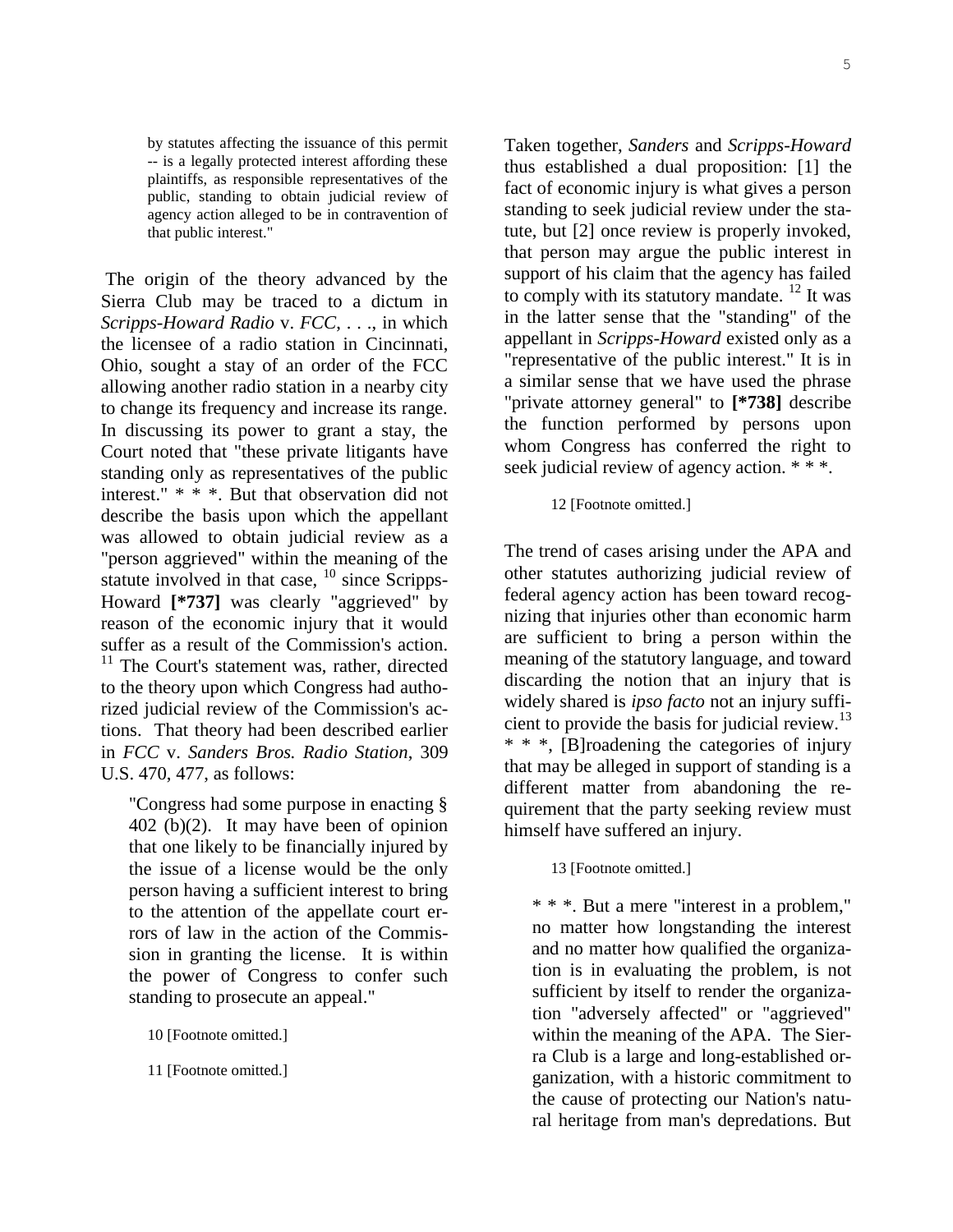> by statutes affecting the issuance of this permit -- is a legally protected interest affording these plaintiffs, as responsible representatives of the public, standing to obtain judicial review of agency action alleged to be in contravention of that public interest."

The origin of the theory advanced by the Sierra Club may be traced to a dictum in *Scripps-Howard Radio* v. *FCC*, . . ., in which the licensee of a radio station in Cincinnati, Ohio, sought a stay of an order of the FCC allowing another radio station in a nearby city to change its frequency and increase its range. In discussing its power to grant a stay, the Court noted that "these private litigants have standing only as representatives of the public interest." * * *. But that observation did not describe the basis upon which the appellant was allowed to obtain judicial review as a "person aggrieved" within the meaning of the statute involved in that case, [10] since Scripps-Howard **[*737]** was clearly "aggrieved" by reason of the economic injury that it would suffer as a result of the Commission's action. [11] The Court's statement was, rather, directed to the theory upon which Congress had authorized judicial review of the Commission's actions. That theory had been described earlier in *FCC* v. *Sanders Bros. Radio Station*, 309 U.S. 470, 477, as follows:

> "Congress had some purpose in enacting § 402 (b)(2). It may have been of opinion that one likely to be financially injured by the issue of a license would be the only person having a sufficient interest to bring to the attention of the appellate court errors of law in the action of the Commission in granting the license. It is within the power of Congress to confer such standing to prosecute an appeal."

10 [Footnote omitted.]

11 [Footnote omitted.]

Taken together, *Sanders* and *Scripps-Howard* thus established a dual proposition: [1] the fact of economic injury is what gives a person standing to seek judicial review under the statute, but [2] once review is properly invoked, that person may argue the public interest in support of his claim that the agency has failed to comply with its statutory mandate. [12] It was in the latter sense that the "standing" of the appellant in *Scripps-Howard* existed only as a "representative of the public interest." It is in a similar sense that we have used the phrase "private attorney general" to **[*738]** describe the function performed by persons upon whom Congress has conferred the right to seek judicial review of agency action. * * *.

12 [Footnote omitted.]

The trend of cases arising under the APA and other statutes authorizing judicial review of federal agency action has been toward recognizing that injuries other than economic harm are sufficient to bring a person within the meaning of the statutory language, and toward discarding the notion that an injury that is widely shared is *ipso facto* not an injury sufficient to provide the basis for judicial review. [13] * * *, [B]roadening the categories of injury that may be alleged in support of standing is a different matter from abandoning the requirement that the party seeking review must himself have suffered an injury.

13 [Footnote omitted.]

> * * *. But a mere "interest in a problem," no matter how longstanding the interest and no matter how qualified the organization is in evaluating the problem, is not sufficient by itself to render the organization "adversely affected" or "aggrieved" within the meaning of the APA. The Sierra Club is a large and long-established organization, with a historic commitment to the cause of protecting our Nation's natural heritage from man's depredations. But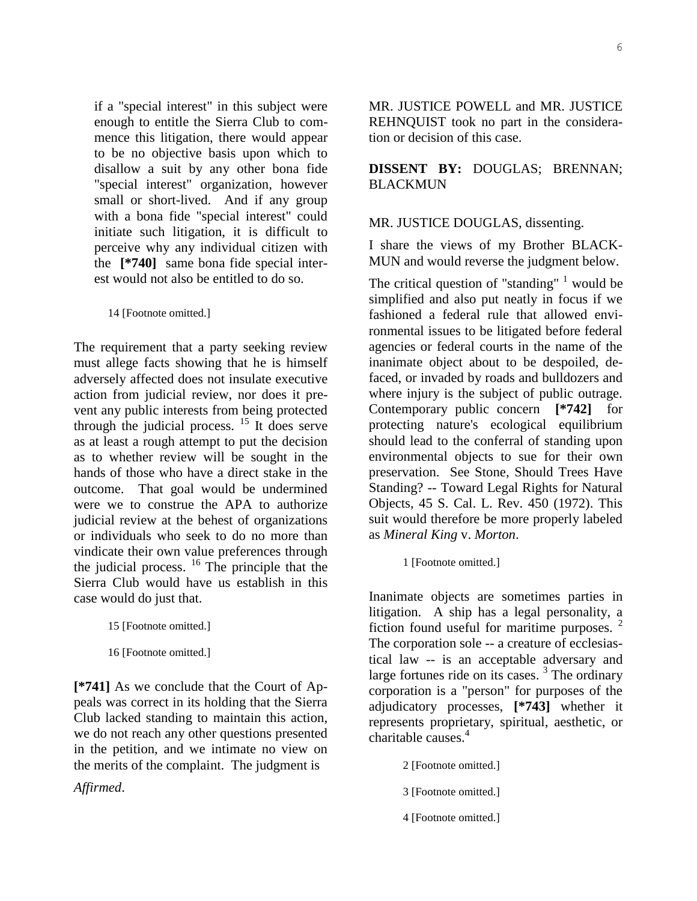> if a "special interest" in this subject were enough to entitle the Sierra Club to commence this litigation, there would appear to be no objective basis upon which to disallow a suit by any other bona fide "special interest" organization, however small or short-lived. And if any group with a bona fide "special interest" could initiate such litigation, it is difficult to perceive why any individual citizen with the **[*740]** same bona fide special interest would not also be entitled to do so.

14 [Footnote omitted.]

The requirement that a party seeking review must allege facts showing that he is himself adversely affected does not insulate executive action from judicial review, nor does it prevent any public interests from being protected through the judicial process. [15] It does serve as at least a rough attempt to put the decision as to whether review will be sought in the hands of those who have a direct stake in the outcome. That goal would be undermined were we to construe the APA to authorize judicial review at the behest of organizations or individuals who seek to do no more than vindicate their own value preferences through the judicial process. [16] The principle that the Sierra Club would have us establish in this case would do just that.

15 [Footnote omitted.]

16 [Footnote omitted.]

**[*741]** As we conclude that the Court of Appeals was correct in its holding that the Sierra Club lacked standing to maintain this action, we do not reach any other questions presented in the petition, and we intimate no view on the merits of the complaint. The judgment is

*Affirmed*.

MR. JUSTICE POWELL and MR. JUSTICE REHNQUIST took no part in the consideration or decision of this case.

**DISSENT BY:** DOUGLAS; BRENNAN; BLACKMUN

MR. JUSTICE DOUGLAS, dissenting.

I share the views of my Brother BLACKMUN and would reverse the judgment below.

The critical question of "standing" [1] would be simplified and also put neatly in focus if we fashioned a federal rule that allowed environmental issues to be litigated before federal agencies or federal courts in the name of the inanimate object about to be despoiled, defaced, or invaded by roads and bulldozers and where injury is the subject of public outrage. Contemporary public concern **[*742]** for protecting nature's ecological equilibrium should lead to the conferral of standing upon environmental objects to sue for their own preservation. See Stone, Should Trees Have Standing? -- Toward Legal Rights for Natural Objects, 45 S. Cal. L. Rev. 450 (1972). This suit would therefore be more properly labeled as *Mineral King* v. *Morton*.

1 [Footnote omitted.]

Inanimate objects are sometimes parties in litigation. A ship has a legal personality, a fiction found useful for maritime purposes. [2] The corporation sole -- a creature of ecclesiastical law -- is an acceptable adversary and large fortunes ride on its cases. [3] The ordinary corporation is a "person" for purposes of the adjudicatory processes, **[*743]** whether it represents proprietary, spiritual, aesthetic, or charitable causes.[4]

2 [Footnote omitted.]

3 [Footnote omitted.]

4 [Footnote omitted.]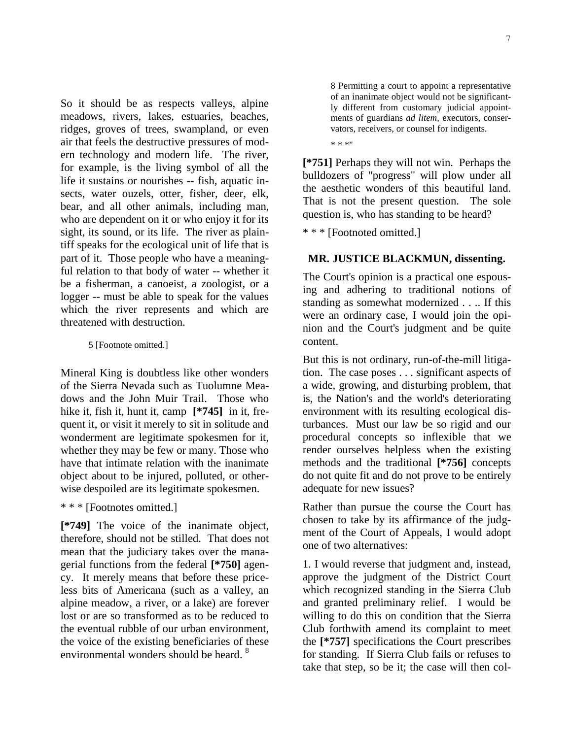So it should be as respects valleys, alpine meadows, rivers, lakes, estuaries, beaches, ridges, groves of trees, swampland, or even air that feels the destructive pressures of modern technology and modern life. The river, for example, is the living symbol of all the life it sustains or nourishes -- fish, aquatic insects, water ouzels, otter, fisher, deer, elk, bear, and all other animals, including man, who are dependent on it or who enjoy it for its sight, its sound, or its life. The river as plaintiff speaks for the ecological unit of life that is part of it. Those people who have a meaningful relation to that body of water -- whether it be a fisherman, a canoeist, a zoologist, or a logger -- must be able to speak for the values which the river represents and which are threatened with destruction.

5 [Footnote omitted.]

Mineral King is doubtless like other wonders of the Sierra Nevada such as Tuolumne Meadows and the John Muir Trail. Those who hike it, fish it, hunt it, camp **[*745]** in it, frequent it, or visit it merely to sit in solitude and wonderment are legitimate spokesmen for it, whether they may be few or many. Those who have that intimate relation with the inanimate object about to be injured, polluted, or otherwise despoiled are its legitimate spokesmen.

* * * [Footnotes omitted.]

**[*749]** The voice of the inanimate object, therefore, should not be stilled. That does not mean that the judiciary takes over the managerial functions from the federal **[*750]** agency. It merely means that before these priceless bits of Americana (such as a valley, an alpine meadow, a river, or a lake) are forever lost or are so transformed as to be reduced to the eventual rubble of our urban environment, the voice of the existing beneficiaries of these environmental wonders should be heard. [8]

8 Permitting a court to appoint a representative of an inanimate object would not be significantly different from customary judicial appointments of guardians *ad litem*, executors, conservators, receivers, or counsel for indigents.

* * *"

**[*751]** Perhaps they will not win. Perhaps the bulldozers of "progress" will plow under all the aesthetic wonders of this beautiful land. That is not the present question. The sole question is, who has standing to be heard?

* * * [Footnoted omitted.]

## MR. JUSTICE BLACKMUN, dissenting.

The Court's opinion is a practical one espousing and adhering to traditional notions of standing as somewhat modernized . . .. If this were an ordinary case, I would join the opinion and the Court's judgment and be quite content.

But this is not ordinary, run-of-the-mill litigation. The case poses . . . significant aspects of a wide, growing, and disturbing problem, that is, the Nation's and the world's deteriorating environment with its resulting ecological disturbances. Must our law be so rigid and our procedural concepts so inflexible that we render ourselves helpless when the existing methods and the traditional **[*756]** concepts do not quite fit and do not prove to be entirely adequate for new issues?

Rather than pursue the course the Court has chosen to take by its affirmance of the judgment of the Court of Appeals, I would adopt one of two alternatives:

1. I would reverse that judgment and, instead, approve the judgment of the District Court which recognized standing in the Sierra Club and granted preliminary relief. I would be willing to do this on condition that the Sierra Club forthwith amend its complaint to meet the **[*757]** specifications the Court prescribes for standing. If Sierra Club fails or refuses to take that step, so be it; the case will then col-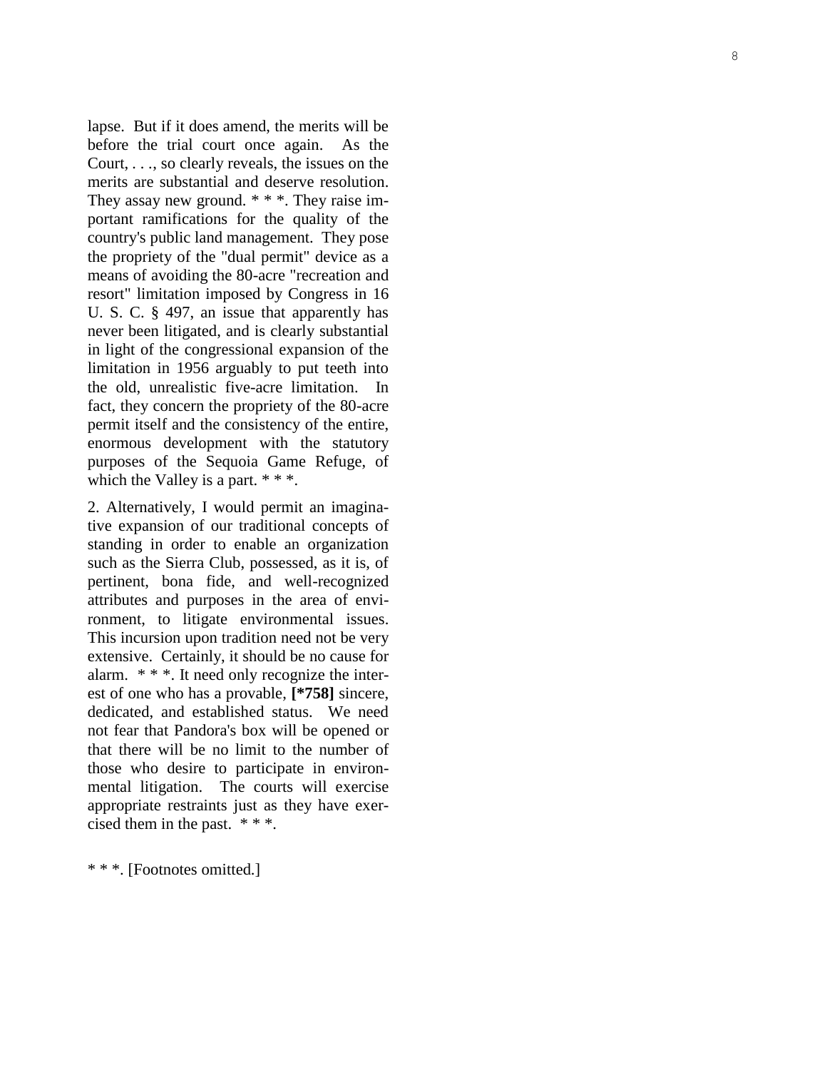lapse. But if it does amend, the merits will be before the trial court once again. As the Court, . . ., so clearly reveals, the issues on the merits are substantial and deserve resolution. They assay new ground. * * *. They raise important ramifications for the quality of the country's public land management. They pose the propriety of the "dual permit" device as a means of avoiding the 80-acre "recreation and resort" limitation imposed by Congress in 16 U. S. C. § 497, an issue that apparently has never been litigated, and is clearly substantial in light of the congressional expansion of the limitation in 1956 arguably to put teeth into the old, unrealistic five-acre limitation. In fact, they concern the propriety of the 80-acre permit itself and the consistency of the entire, enormous development with the statutory purposes of the Sequoia Game Refuge, of which the Valley is a part. * * *.

2. Alternatively, I would permit an imaginative expansion of our traditional concepts of standing in order to enable an organization such as the Sierra Club, possessed, as it is, of pertinent, bona fide, and well-recognized attributes and purposes in the area of environment, to litigate environmental issues. This incursion upon tradition need not be very extensive. Certainly, it should be no cause for alarm. * * *. It need only recognize the interest of one who has a provable, **[*758]** sincere, dedicated, and established status. We need not fear that Pandora's box will be opened or that there will be no limit to the number of those who desire to participate in environmental litigation. The courts will exercise appropriate restraints just as they have exercised them in the past. * * *.

* * *. [Footnotes omitted.]